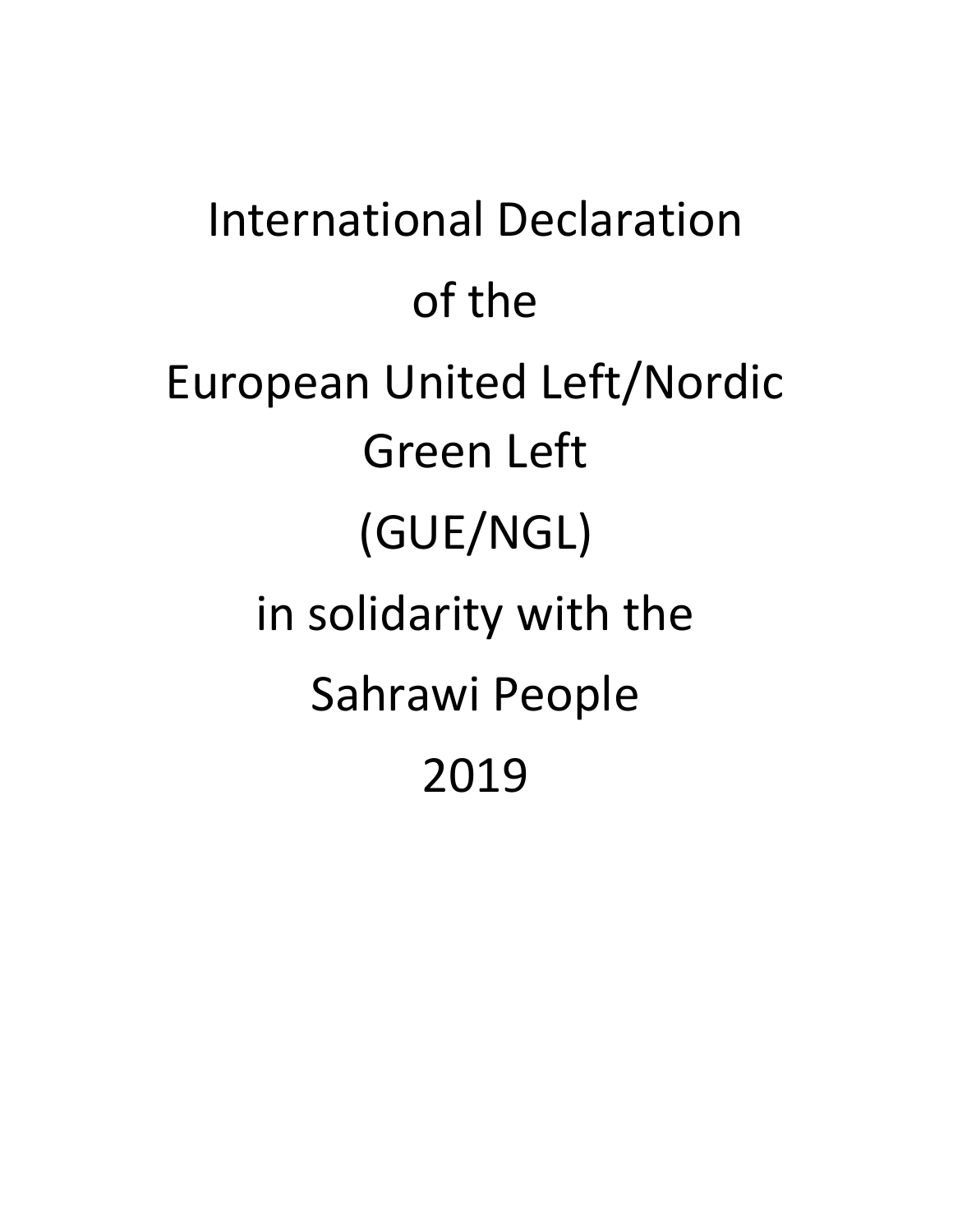# International Declaration of the European United Left/Nordic Green Left (GUE/NGL) in solidarity with the Sahrawi People 2019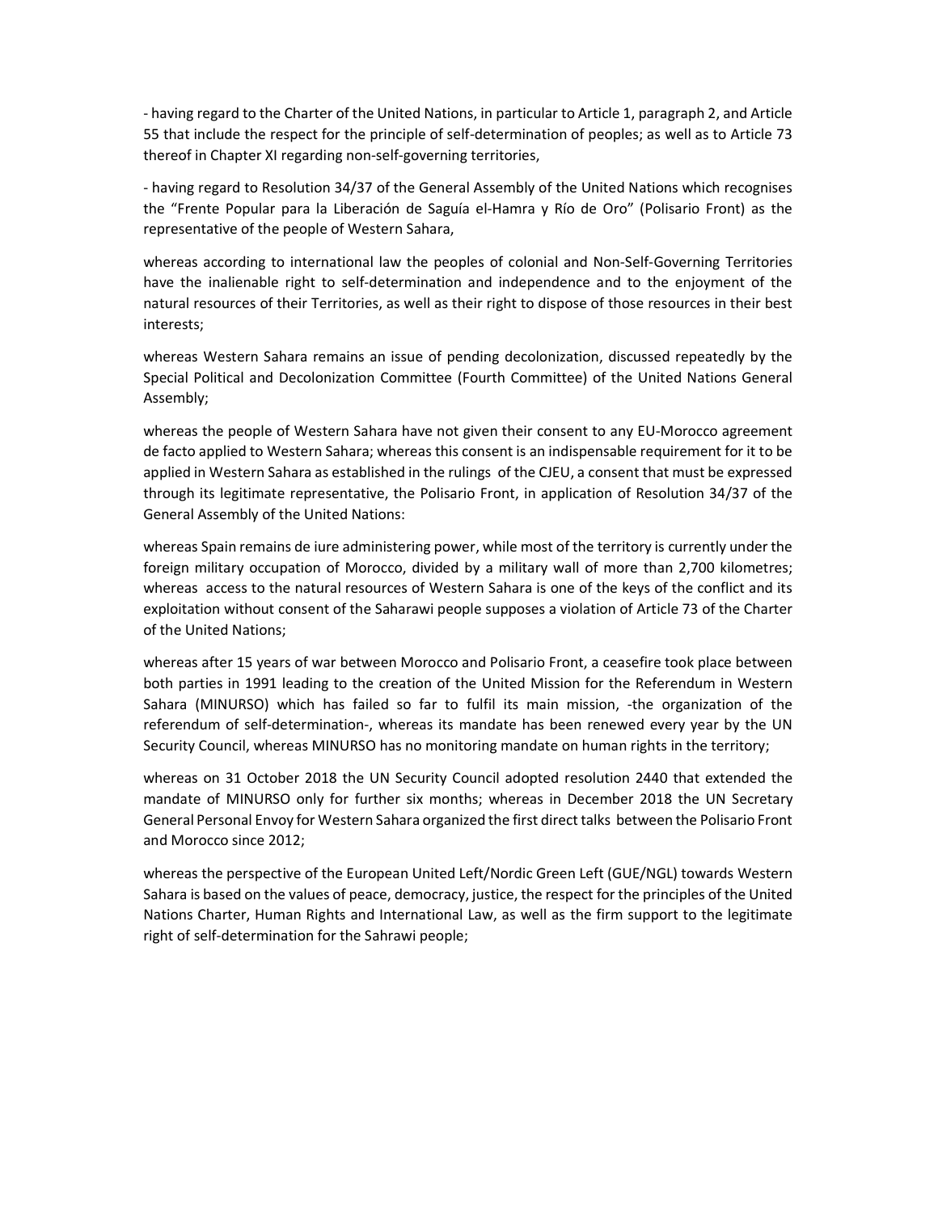- having regard to the Charter of the United Nations, in particular to Article 1, paragraph 2, and Article 55 that include the respect for the principle of self-determination of peoples; as well as to Article 73 thereof in Chapter XI regarding non-self-governing territories,

- having regard to Resolution 34/37 of the General Assembly of the United Nations which recognises the "Frente Popular para la Liberación de Saguía el-Hamra y Río de Oro" (Polisario Front) as the representative of the people of Western Sahara,

whereas according to international law the peoples of colonial and Non-Self-Governing Territories have the inalienable right to self-determination and independence and to the enjoyment of the natural resources of their Territories, as well as their right to dispose of those resources in their best interests;

whereas Western Sahara remains an issue of pending decolonization, discussed repeatedly by the Special Political and Decolonization Committee (Fourth Committee) of the United Nations General Assembly;

whereas the people of Western Sahara have not given their consent to any EU-Morocco agreement de facto applied to Western Sahara; whereas this consent is an indispensable requirement for it to be applied in Western Sahara as established in the rulings of the CJEU, a consent that must be expressed through its legitimate representative, the Polisario Front, in application of Resolution 34/37 of the General Assembly of the United Nations:

whereas Spain remains de iure administering power, while most of the territory is currently under the foreign military occupation of Morocco, divided by a military wall of more than 2,700 kilometres; whereas access to the natural resources of Western Sahara is one of the keys of the conflict and its exploitation without consent of the Saharawi people supposes a violation of Article 73 of the Charter of the United Nations;

whereas after 15 years of war between Morocco and Polisario Front, a ceasefire took place between both parties in 1991 leading to the creation of the United Mission for the Referendum in Western Sahara (MINURSO) which has failed so far to fulfil its main mission, -the organization of the referendum of self-determination-, whereas its mandate has been renewed every year by the UN Security Council, whereas MINURSO has no monitoring mandate on human rights in the territory;

whereas on 31 October 2018 the UN Security Council adopted resolution 2440 that extended the mandate of MINURSO only for further six months; whereas in December 2018 the UN Secretary General Personal Envoy for Western Sahara organized the first direct talks between the Polisario Front and Morocco since 2012;

whereas the perspective of the European United Left/Nordic Green Left (GUE/NGL) towards Western Sahara is based on the values of peace, democracy, justice, the respect for the principles of the United Nations Charter, Human Rights and International Law, as well as the firm support to the legitimate right of self-determination for the Sahrawi people;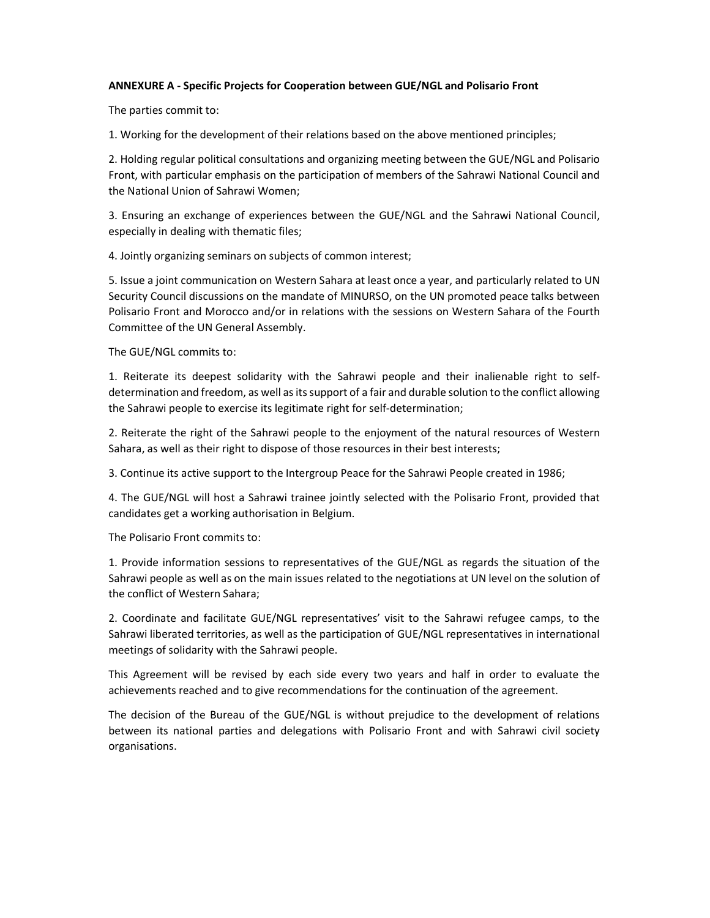**ANNEXURE A - Specific Projects for Cooperation between GUE/NGL and Polisario Front**

The parties commit to:

1. Working for the development of their relations based on the above mentioned principles;

2. Holding regular political consultations and organizing meeting between the GUE/NGL and Polisario Front, with particular emphasis on the participation of members of the Sahrawi National Council and the National Union of Sahrawi Women;

3. Ensuring an exchange of experiences between the GUE/NGL and the Sahrawi National Council, especially in dealing with thematic files;

4. Jointly organizing seminars on subjects of common interest;

5. Issue a joint communication on Western Sahara at least once a year, and particularly related to UN Security Council discussions on the mandate of MINURSO, on the UN promoted peace talks between Polisario Front and Morocco and/or in relations with the sessions on Western Sahara of the Fourth Committee of the UN General Assembly.

The GUE/NGL commits to:

1. Reiterate its deepest solidarity with the Sahrawi people and their inalienable right to self-determination and freedom, as well as its support of a fair and durable solution to the conflict allowing the Sahrawi people to exercise its legitimate right for self-determination;

2. Reiterate the right of the Sahrawi people to the enjoyment of the natural resources of Western Sahara, as well as their right to dispose of those resources in their best interests;

3. Continue its active support to the Intergroup Peace for the Sahrawi People created in 1986;

4. The GUE/NGL will host a Sahrawi trainee jointly selected with the Polisario Front, provided that candidates get a working authorisation in Belgium.

The Polisario Front commits to:

1. Provide information sessions to representatives of the GUE/NGL as regards the situation of the Sahrawi people as well as on the main issues related to the negotiations at UN level on the solution of the conflict of Western Sahara;

2. Coordinate and facilitate GUE/NGL representatives' visit to the Sahrawi refugee camps, to the Sahrawi liberated territories, as well as the participation of GUE/NGL representatives in international meetings of solidarity with the Sahrawi people.

This Agreement will be revised by each side every two years and half in order to evaluate the achievements reached and to give recommendations for the continuation of the agreement.

The decision of the Bureau of the GUE/NGL is without prejudice to the development of relations between its national parties and delegations with Polisario Front and with Sahrawi civil society organisations.